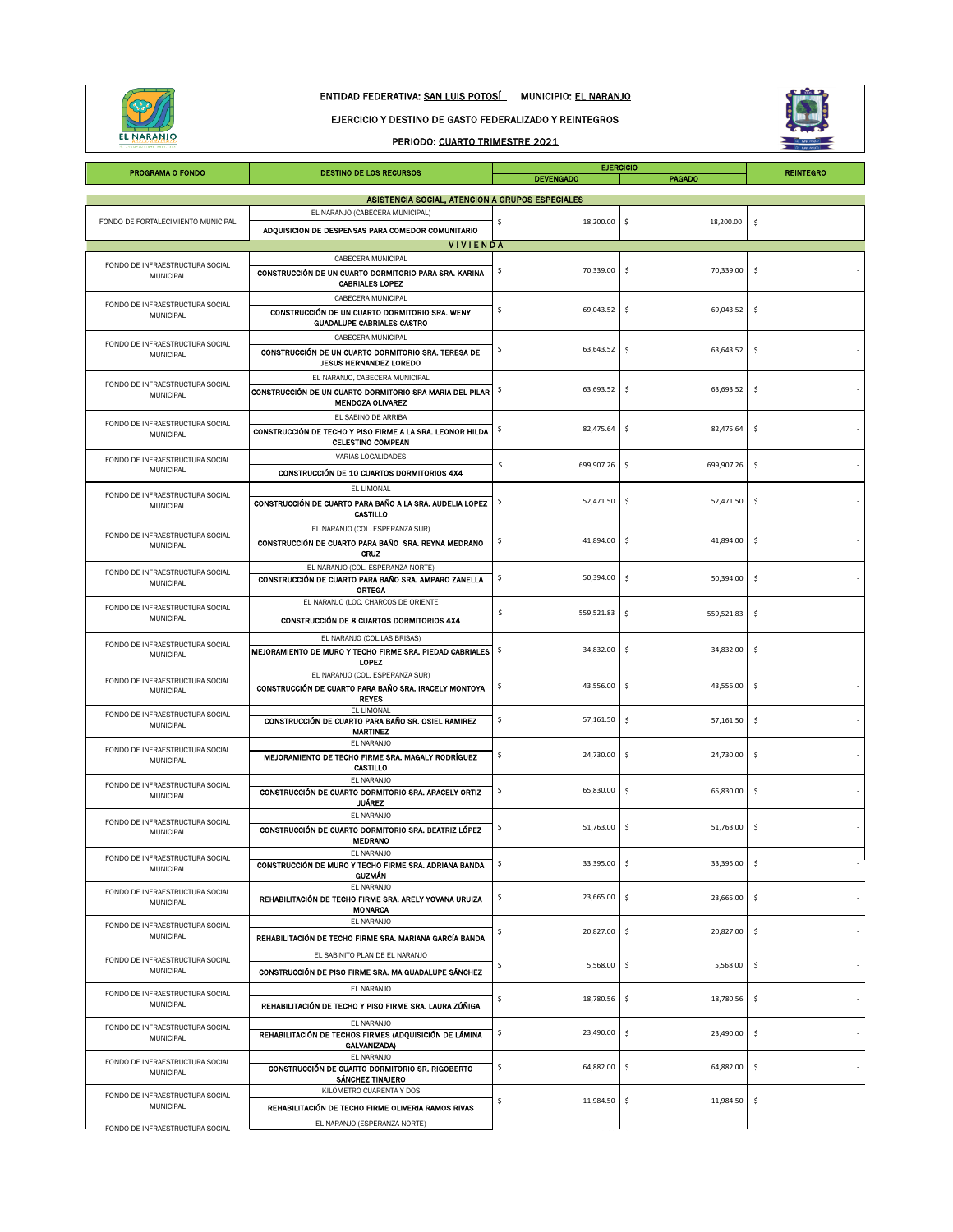ENTIDAD FEDERATIVA: SAN LUIS POTOSÍ MUNICIPIO: EL NARANJO

EJERCICIO Y DESTINO DE GASTO FEDERALIZADO Y REINTEGROS

PERIODO: CUARTO TRIMESTRE 2021

| PROGRAMA O FONDO | DESTINO DE LOS RECURSOS | EJERCICIO | | REINTEGRO |
|---|---|---|---|---|
| | | DEVENGADO | PAGADO | |
| **ASISTENCIA SOCIAL, ATENCION A GRUPOS ESPECIALES** | | | | |
| FONDO DE FORTALECIMIENTO MUNICIPAL | EL NARANJO (CABECERA MUNICIPAL) **ADQUISICION DE DESPENSAS PARA COMEDOR COMUNITARIO** | $ 18,200.00 | $ 18,200.00 | $ - |
| **VIVIENDA** | | | | |
| FONDO DE INFRAESTRUCTURA SOCIAL MUNICIPAL | CABECERA MUNICIPAL **CONSTRUCCIÓN DE UN CUARTO DORMITORIO PARA SRA. KARINA CABRIALES LOPEZ** | $ 70,339.00 | $ 70,339.00 | $ - |
| FONDO DE INFRAESTRUCTURA SOCIAL MUNICIPAL | CABECERA MUNICIPAL **CONSTRUCCIÓN DE UN CUARTO DORMITORIO SRA. WENY GUADALUPE CABRIALES CASTRO** | $ 69,043.52 | $ 69,043.52 | $ - |
| FONDO DE INFRAESTRUCTURA SOCIAL MUNICIPAL | CABECERA MUNICIPAL **CONSTRUCCIÓN DE UN CUARTO DORMITORIO SRA. TERESA DE JESUS HERNANDEZ LOREDO** | $ 63,643.52 | $ 63,643.52 | $ - |
| FONDO DE INFRAESTRUCTURA SOCIAL MUNICIPAL | EL NARANJO, CABECERA MUNICIPAL **CONSTRUCCIÓN DE UN CUARTO DORMITORIO SRA MARIA DEL PILAR MENDOZA OLIVAREZ** | $ 63,693.52 | $ 63,693.52 | $ - |
| FONDO DE INFRAESTRUCTURA SOCIAL MUNICIPAL | EL SABINO DE ARRIBA **CONSTRUCCIÓN DE TECHO Y PISO FIRME A LA SRA. LEONOR HILDA CELESTINO COMPEAN** | $ 82,475.64 | $ 82,475.64 | $ - |
| FONDO DE INFRAESTRUCTURA SOCIAL MUNICIPAL | VARIAS LOCALIDADES **CONSTRUCCIÓN DE 10 CUARTOS DORMITORIOS 4X4** | $ 699,907.26 | $ 699,907.26 | $ - |
| FONDO DE INFRAESTRUCTURA SOCIAL MUNICIPAL | EL LIMONAL **CONSTRUCCIÓN DE CUARTO PARA BAÑO A LA SRA. AUDELIA LOPEZ CASTILLO** | $ 52,471.50 | $ 52,471.50 | $ - |
| FONDO DE INFRAESTRUCTURA SOCIAL MUNICIPAL | EL NARANJO (COL. ESPERANZA SUR) **CONSTRUCCIÓN DE CUARTO PARA BAÑO SRA. REYNA MEDRANO CRUZ** | $ 41,894.00 | $ 41,894.00 | $ - |
| FONDO DE INFRAESTRUCTURA SOCIAL MUNICIPAL | EL NARANJO (COL. ESPERANZA NORTE) **CONSTRUCCIÓN DE CUARTO PARA BAÑO SRA. AMPARO ZANELLA ORTEGA** | $ 50,394.00 | $ 50,394.00 | $ - |
| FONDO DE INFRAESTRUCTURA SOCIAL MUNICIPAL | EL NARANJO (LOC. CHARCOS DE ORIENTE **CONSTRUCCIÓN DE 8 CUARTOS DORMITORIOS 4X4** | $ 559,521.83 | $ 559,521.83 | $ - |
| FONDO DE INFRAESTRUCTURA SOCIAL MUNICIPAL | EL NARANJO (COL.LAS BRISAS) **MEJORAMIENTO DE MURO Y TECHO FIRME SRA. PIEDAD CABRIALES LOPEZ** | $ 34,832.00 | $ 34,832.00 | $ - |
| FONDO DE INFRAESTRUCTURA SOCIAL MUNICIPAL | EL NARANJO (COL. ESPERANZA SUR) **CONSTRUCCIÓN DE CUARTO PARA BAÑO SRA. IRACELY MONTOYA REYES** | $ 43,556.00 | $ 43,556.00 | $ - |
| FONDO DE INFRAESTRUCTURA SOCIAL MUNICIPAL | EL LIMONAL **CONSTRUCCIÓN DE CUARTO PARA BAÑO SR. OSIEL RAMIREZ MARTINEZ** | $ 57,161.50 | $ 57,161.50 | $ - |
| FONDO DE INFRAESTRUCTURA SOCIAL MUNICIPAL | EL NARANJO **MEJORAMIENTO DE TECHO FIRME SRA. MAGALY RODRÍGUEZ CASTILLO** | $ 24,730.00 | $ 24,730.00 | $ - |
| FONDO DE INFRAESTRUCTURA SOCIAL MUNICIPAL | EL NARANJO **CONSTRUCCIÓN DE CUARTO DORMITORIO SRA. ARACELY ORTIZ JUÁREZ** | $ 65,830.00 | $ 65,830.00 | $ - |
| FONDO DE INFRAESTRUCTURA SOCIAL MUNICIPAL | EL NARANJO **CONSTRUCCIÓN DE CUARTO DORMITORIO SRA. BEATRIZ LÓPEZ MEDRANO** | $ 51,763.00 | $ 51,763.00 | $ - |
| FONDO DE INFRAESTRUCTURA SOCIAL MUNICIPAL | EL NARANJO **CONSTRUCCIÓN DE MURO Y TECHO FIRME SRA. ADRIANA BANDA GUZMÁN** | $ 33,395.00 | $ 33,395.00 | $ - |
| FONDO DE INFRAESTRUCTURA SOCIAL MUNICIPAL | EL NARANJO **REHABILITACIÓN DE TECHO FIRME SRA. ARELY YOVANA URUIZA MONARCA** | $ 23,665.00 | $ 23,665.00 | $ - |
| FONDO DE INFRAESTRUCTURA SOCIAL MUNICIPAL | EL NARANJO **REHABILITACIÓN DE TECHO FIRME SRA. MARIANA GARCÍA BANDA** | $ 20,827.00 | $ 20,827.00 | $ - |
| FONDO DE INFRAESTRUCTURA SOCIAL MUNICIPAL | EL SABINITO PLAN DE EL NARANJO **CONSTRUCCIÓN DE PISO FIRME SRA. MA GUADALUPE SÁNCHEZ** | $ 5,568.00 | $ 5,568.00 | $ - |
| FONDO DE INFRAESTRUCTURA SOCIAL MUNICIPAL | EL NARANJO **REHABILITACIÓN DE TECHO Y PISO FIRME SRA. LAURA ZÚÑIGA** | $ 18,780.56 | $ 18,780.56 | $ - |
| FONDO DE INFRAESTRUCTURA SOCIAL MUNICIPAL | EL NARANJO **REHABILITACIÓN DE TECHOS FIRMES (ADQUISICIÓN DE LÁMINA GALVANIZADA)** | $ 23,490.00 | $ 23,490.00 | $ - |
| FONDO DE INFRAESTRUCTURA SOCIAL MUNICIPAL | EL NARANJO **CONSTRUCCIÓN DE CUARTO DORMITORIO SR. RIGOBERTO SÁNCHEZ TINAJERO** | $ 64,882.00 | $ 64,882.00 | $ - |
| FONDO DE INFRAESTRUCTURA SOCIAL MUNICIPAL | KILÓMETRO CUARENTA Y DOS **REHABILITACIÓN DE TECHO FIRME OLIVERIA RAMOS RIVAS** | $ 11,984.50 | $ 11,984.50 | $ - |
| FONDO DE INFRAESTRUCTURA SOCIAL | EL NARANJO (ESPERANZA NORTE) | | | |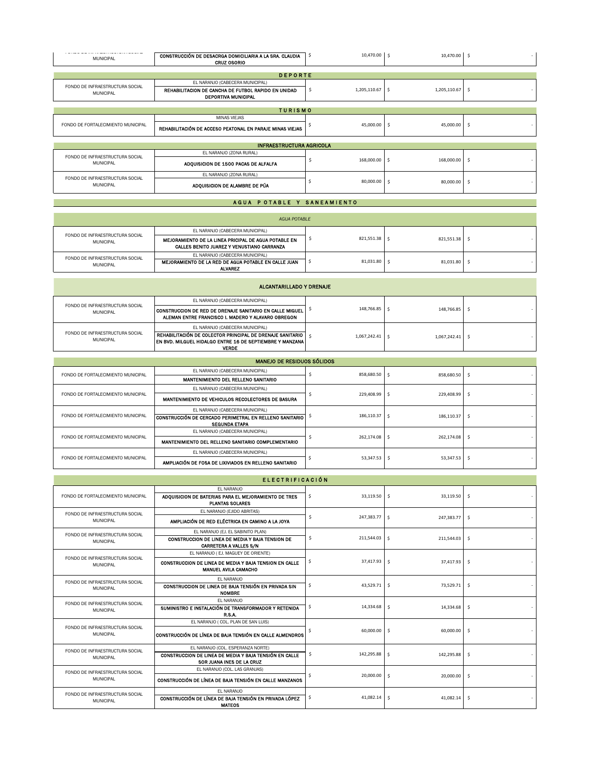| | | | | |
|---|---|---|---|---|
| MUNICIPAL | CONSTRUCCIÓN DE DESACRGA DOMICILIARIA A LA SRA. CLAUDIA CRUZ OSORIO | $ 10,470.00 | $ 10,470.00 | $ - |
| **DEPORTE** | | | | |
| FONDO DE INFRAESTRUCTURA SOCIAL MUNICIPAL | EL NARANJO (CABECERA MUNICIPAL)<br>**REHABILITACION DE CANCHA DE FUTBOL RAPIDO EN UNIDAD DEPORTIVA MUNICIPAL** | $ 1,205,110.67 | $ 1,205,110.67 | $ - |
| **TURISMO** | | | | |
| FONDO DE FORTALECIMIENTO MUNICIPAL | MINAS VIEJAS<br>**REHABILITACIÓN DE ACCESO PEATONAL EN PARAJE MINAS VIEJAS** | $ 45,000.00 | $ 45,000.00 | $ - |
| **INFRAESTRUCTURA AGRICOLA** | | | | |
| FONDO DE INFRAESTRUCTURA SOCIAL MUNICIPAL | EL NARANJO (ZONA RURAL)<br>**ADQUISICION DE 1500 PACAS DE ALFALFA** | $ 168,000.00 | $ 168,000.00 | $ - |
| FONDO DE INFRAESTRUCTURA SOCIAL MUNICIPAL | EL NARANJO (ZONA RURAL)<br>**ADQUISICION DE ALAMBRE DE PÚA** | $ 80,000.00 | $ 80,000.00 | $ - |
| **AGUA POTABLE Y SANEAMIENTO** | | | | |
| *AGUA POTABLE* | | | | |
| FONDO DE INFRAESTRUCTURA SOCIAL MUNICIPAL | EL NARANJO (CABECERA MUNICIPAL)<br>**MEJORAMIENTO DE LA LINEA PRICIPAL DE AGUA POTABLE EN CALLES BENITO JUAREZ Y VENUSTIANO CARRANZA** | $ 821,551.38 | $ 821,551.38 | $ - |
| FONDO DE INFRAESTRUCTURA SOCIAL MUNICIPAL | EL NARANJO (CABECERA MUNICIPAL)<br>**MEJORAMIENTO DE LA RED DE AGUA POTABLE EN CALLE JUAN ALVAREZ** | $ 81,031.80 | $ 81,031.80 | $ - |
| **ALCANTARILLADO Y DRENAJE** | | | | |
| FONDO DE INFRAESTRUCTURA SOCIAL MUNICIPAL | EL NARANJO (CABECERA MUNICIPAL)<br>**CONSTRUCCION DE RED DE DRENAJE SANITARIO EN CALLE MIGUEL ALEMAN ENTRE FRANCISCO I. MADERO Y ALAVARO OBREGON** | $ 148,766.85 | $ 148,766.85 | $ - |
| FONDO DE INFRAESTRUCTURA SOCIAL MUNICIPAL | EL NARANJO (CABECERA MUNICIPAL)<br>**REHABILITACIÓN DE COLECTOR PRINCIPAL DE DRENAJE SANITARIO EN BVD. MILGUEL HIDALGO ENTRE 16 DE SEPTIEMBRE Y MANZANA VERDE** | $ 1,067,242.41 | $ 1,067,242.41 | $ - |
| **MANEJO DE RESIDUOS SÓLIDOS** | | | | |
| FONDO DE FORTALECIMIENTO MUNICIPAL | EL NARANJO (CABECERA MUNICIPAL)<br>**MANTENIMIENTO DEL RELLENO SANITARIO** | $ 858,680.50 | $ 858,680.50 | $ - |
| FONDO DE FORTALECIMIENTO MUNICIPAL | EL NARANJO (CABECERA MUNICIPAL)<br>**MANTENIMIENTO DE VEHICULOS RECOLECTORES DE BASURA** | $ 229,408.99 | $ 229,408.99 | $ - |
| FONDO DE FORTALECIMIENTO MUNICIPAL | EL NARANJO (CABECERA MUNICIPAL)<br>**CONSTRUCCIÓN DE CERCADO PERIMETRAL EN RELLENO SANITARIO SEGUNDA ETAPA** | $ 186,110.37 | $ 186,110.37 | $ - |
| FONDO DE FORTALECIMIENTO MUNICIPAL | EL NARANJO (CABECERA MUNICIPAL)<br>**MANTENIMIENTO DEL RELLENO SANITARIO COMPLEMENTARIO** | $ 262,174.08 | $ 262,174.08 | $ - |
| FONDO DE FORTALECIMIENTO MUNICIPAL | EL NARANJO (CABECERA MUNICIPAL)<br>**AMPLIACIÓN DE FOSA DE LIXIVIADOS EN RELLENO SANITARIO** | $ 53,347.53 | $ 53,347.53 | $ - |
| **ELECTRIFICACIÓN** | | | | |
| FONDO DE FORTALECIMIENTO MUNICIPAL | EL NARANJO<br>**ADQUISICION DE BATERIAS PARA EL MEJORAMIENTO DE TRES PLANTAS SOLARES** | $ 33,119.50 | $ 33,119.50 | $ - |
| FONDO DE INFRAESTRUCTURA SOCIAL MUNICIPAL | EL NARANJO (EJIDO ABRITAS)<br>**AMPLIACIÓN DE RED ELÉCTRICA EN CAMINO A LA JOYA** | $ 247,383.77 | $ 247,383.77 | $ - |
| FONDO DE INFRAESTRUCTURA SOCIAL MUNICIPAL | EL NARANJO (EJ. EL SABINITO PLAN)<br>**CONSTRUCCION DE LINEA DE MEDIA Y BAJA TENSION DE CARRETERA A VALLES S/N** | $ 211,544.03 | $ 211,544.03 | $ - |
| FONDO DE INFRAESTRUCTURA SOCIAL MUNICIPAL | EL NARANJO ( EJ. MAGUEY DE ORIENTE)<br>**CONSTRUCCION DE LINEA DE MEDIA Y BAJA TENSION EN CALLE MANUEL AVILA CAMACHO** | $ 37,417.93 | $ 37,417.93 | $ - |
| FONDO DE INFRAESTRUCTURA SOCIAL MUNICIPAL | EL NARANJO<br>**CONSTRUCCION DE LINEA DE BAJA TENSIÓN EN PRIVADA SIN NOMBRE** | $ 43,529.71 | $ 73,529.71 | $ - |
| FONDO DE INFRAESTRUCTURA SOCIAL MUNICIPAL | EL NARANJO<br>**SUMINISTRO E INSTALACIÓN DE TRANSFORMADOR Y RETENIDA R.S.A.** | $ 14,334.68 | $ 14,334.68 | $ - |
| FONDO DE INFRAESTRUCTURA SOCIAL MUNICIPAL | EL NARANJO ( COL. PLAN DE SAN LUIS)<br>**CONSTRUCCIÓN DE LÍNEA DE BAJA TENSIÓN EN CALLE ALMENDROS** | $ 60,000.00 | $ 60,000.00 | $ - |
| FONDO DE INFRAESTRUCTURA SOCIAL MUNICIPAL | EL NARANJO (COL. ESPERANZA NORTE)<br>**CONSTRUCCION DE LINEA DE MEDIA Y BAJA TENSIÓN EN CALLE SOR JUANA INES DE LA CRUZ** | $ 142,295.88 | $ 142,295.88 | $ - |
| FONDO DE INFRAESTRUCTURA SOCIAL MUNICIPAL | EL NARANJO (COL. LAS GRANJAS)<br>**CONSTRUCCIÓN DE LÍNEA DE BAJA TENSIÓN EN CALLE MANZANOS** | $ 20,000.00 | $ 20,000.00 | $ - |
| FONDO DE INFRAESTRUCTURA SOCIAL MUNICIPAL | EL NARANJO<br>**CONSTRUCCIÓN DE LÍNEA DE BAJA TENSIÓN EN PRIVADA LÓPEZ MATEOS** | $ 41,082.14 | $ 41,082.14 | $ - |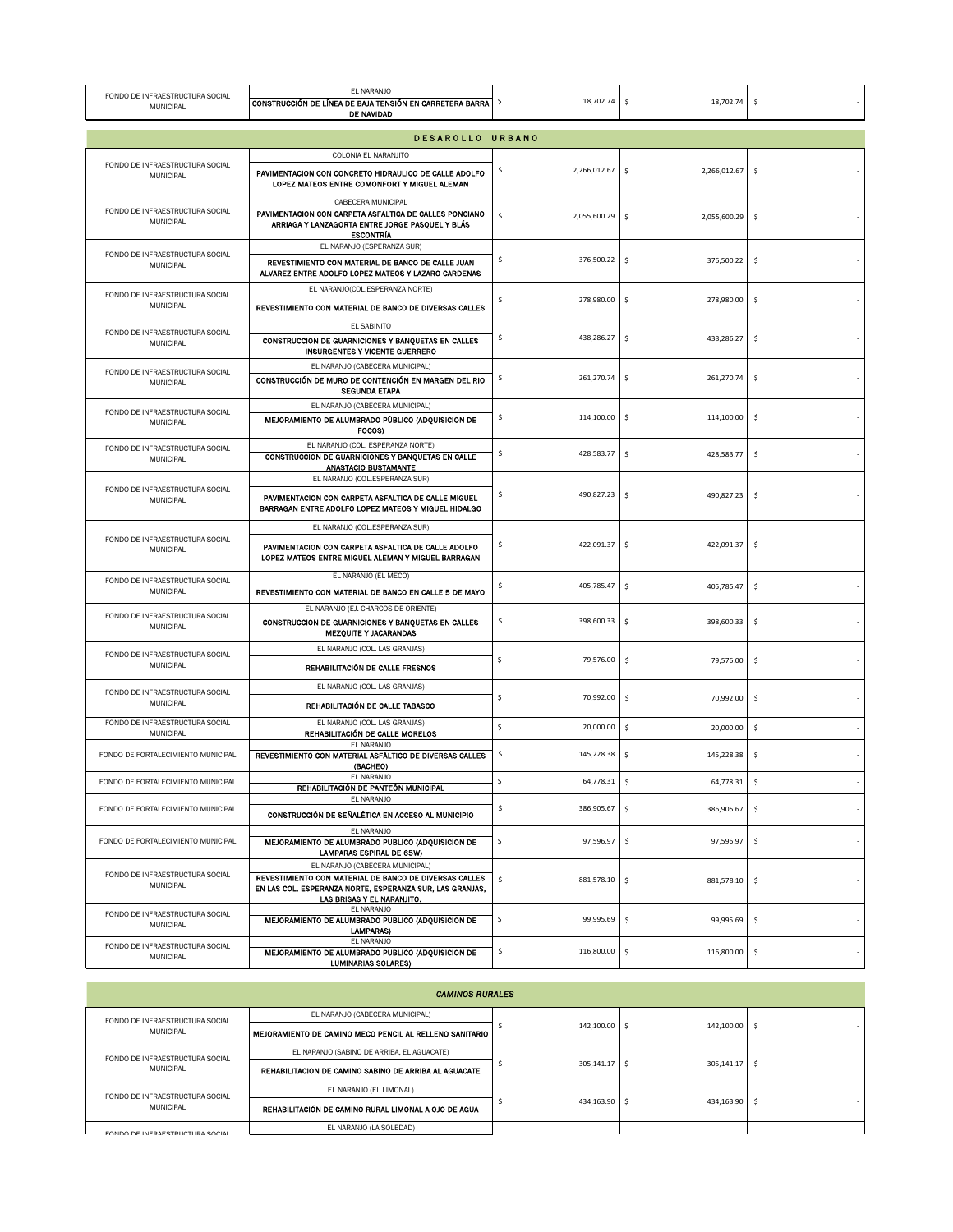| | | | | |
|---|---|---|---|---|
| FONDO DE INFRAESTRUCTURA SOCIAL MUNICIPAL | EL NARANJO<br>**CONSTRUCCIÓN DE LÍNEA DE BAJA TENSIÓN EN CARRETERA BARRA DE NAVIDAD** | $ 18,702.74 | $ 18,702.74 | $ - |

| | | | | |
|---|---|---|---|---|
| **DESAROLLO URBANO** | | | | |
| FONDO DE INFRAESTRUCTURA SOCIAL MUNICIPAL | COLONIA EL NARANJITO<br>**PAVIMENTACION CON CONCRETO HIDRAULICO DE CALLE ADOLFO LOPEZ MATEOS ENTRE COMONFORT Y MIGUEL ALEMAN** | $ 2,266,012.67 | $ 2,266,012.67 | $ - |
| FONDO DE INFRAESTRUCTURA SOCIAL MUNICIPAL | CABECERA MUNICIPAL<br>**PAVIMENTACION CON CARPETA ASFALTICA DE CALLES PONCIANO ARRIAGA Y LANZAGORTA ENTRE JORGE PASQUEL Y BLÁS ESCONTRÍA** | $ 2,055,600.29 | $ 2,055,600.29 | $ - |
| FONDO DE INFRAESTRUCTURA SOCIAL MUNICIPAL | EL NARANJO (ESPERANZA SUR)<br>**REVESTIMIENTO CON MATERIAL DE BANCO DE CALLE JUAN ALVAREZ ENTRE ADOLFO LOPEZ MATEOS Y LAZARO CARDENAS** | $ 376,500.22 | $ 376,500.22 | $ - |
| FONDO DE INFRAESTRUCTURA SOCIAL MUNICIPAL | EL NARANJO(COL.ESPERANZA NORTE)<br>**REVESTIMIENTO CON MATERIAL DE BANCO DE DIVERSAS CALLES** | $ 278,980.00 | $ 278,980.00 | $ - |
| FONDO DE INFRAESTRUCTURA SOCIAL MUNICIPAL | EL SABINITO<br>**CONSTRUCCION DE GUARNICIONES Y BANQUETAS EN CALLES INSURGENTES Y VICENTE GUERRERO** | $ 438,286.27 | $ 438,286.27 | $ - |
| FONDO DE INFRAESTRUCTURA SOCIAL MUNICIPAL | EL NARANJO (CABECERA MUNICIPAL)<br>**CONSTRUCCIÓN DE MURO DE CONTENCIÓN EN MARGEN DEL RIO SEGUNDA ETAPA** | $ 261,270.74 | $ 261,270.74 | $ - |
| FONDO DE INFRAESTRUCTURA SOCIAL MUNICIPAL | EL NARANJO (CABECERA MUNICIPAL)<br>**MEJORAMIENTO DE ALUMBRADO PÚBLICO (ADQUISICION DE FOCOS)** | $ 114,100.00 | $ 114,100.00 | $ - |
| FONDO DE INFRAESTRUCTURA SOCIAL MUNICIPAL | EL NARANJO (COL. ESPERANZA NORTE)<br>**CONSTRUCCION DE GUARNICIONES Y BANQUETAS EN CALLE ANASTACIO BUSTAMANTE** | $ 428,583.77 | $ 428,583.77 | $ - |
| FONDO DE INFRAESTRUCTURA SOCIAL MUNICIPAL | EL NARANJO (COL.ESPERANZA SUR)<br>**PAVIMENTACION CON CARPETA ASFALTICA DE CALLE MIGUEL BARRAGAN ENTRE ADOLFO LOPEZ MATEOS Y MIGUEL HIDALGO** | $ 490,827.23 | $ 490,827.23 | $ - |
| FONDO DE INFRAESTRUCTURA SOCIAL MUNICIPAL | EL NARANJO (COL.ESPERANZA SUR)<br>**PAVIMENTACION CON CARPETA ASFALTICA DE CALLE ADOLFO LOPEZ MATEOS ENTRE MIGUEL ALEMAN Y MIGUEL BARRAGAN** | $ 422,091.37 | $ 422,091.37 | $ - |
| FONDO DE INFRAESTRUCTURA SOCIAL MUNICIPAL | EL NARANJO (EL MECO)<br>**REVESTIMIENTO CON MATERIAL DE BANCO EN CALLE 5 DE MAYO** | $ 405,785.47 | $ 405,785.47 | $ - |
| FONDO DE INFRAESTRUCTURA SOCIAL MUNICIPAL | EL NARANJO (EJ. CHARCOS DE ORIENTE)<br>**CONSTRUCCION DE GUARNICIONES Y BANQUETAS EN CALLES MEZQUITE Y JACARANDAS** | $ 398,600.33 | $ 398,600.33 | $ - |
| FONDO DE INFRAESTRUCTURA SOCIAL MUNICIPAL | EL NARANJO (COL. LAS GRANJAS)<br>**REHABILITACIÓN DE CALLE FRESNOS** | $ 79,576.00 | $ 79,576.00 | $ - |
| FONDO DE INFRAESTRUCTURA SOCIAL MUNICIPAL | EL NARANJO (COL. LAS GRANJAS)<br>**REHABILITACIÓN DE CALLE TABASCO** | $ 70,992.00 | $ 70,992.00 | $ - |
| FONDO DE INFRAESTRUCTURA SOCIAL MUNICIPAL | EL NARANJO (COL. LAS GRANJAS)<br>**REHABILITACIÓN DE CALLE MORELOS** | $ 20,000.00 | $ 20,000.00 | $ - |
| FONDO DE FORTALECIMIENTO MUNICIPAL | EL NARANJO<br>**REVESTIMIENTO CON MATERIAL ASFÁLTICO DE DIVERSAS CALLES (BACHEO)** | $ 145,228.38 | $ 145,228.38 | $ - |
| FONDO DE FORTALECIMIENTO MUNICIPAL | EL NARANJO<br>**REHABILITACIÓN DE PANTEÓN MUNICIPAL** | $ 64,778.31 | $ 64,778.31 | $ - |
| FONDO DE FORTALECIMIENTO MUNICIPAL | EL NARANJO<br>**CONSTRUCCIÓN DE SEÑALÉTICA EN ACCESO AL MUNICIPIO** | $ 386,905.67 | $ 386,905.67 | $ - |
| FONDO DE FORTALECIMIENTO MUNICIPAL | EL NARANJO<br>**MEJORAMIENTO DE ALUMBRADO PUBLICO (ADQUISICION DE LAMPARAS ESPIRAL DE 65W)** | $ 97,596.97 | $ 97,596.97 | $ - |
| FONDO DE INFRAESTRUCTURA SOCIAL MUNICIPAL | EL NARANJO (CABECERA MUNICIPAL)<br>**REVESTIMIENTO CON MATERIAL DE BANCO DE DIVERSAS CALLES EN LAS COL. ESPERANZA NORTE, ESPERANZA SUR, LAS GRANJAS, LAS BRISAS Y EL NARANJITO.** | $ 881,578.10 | $ 881,578.10 | $ - |
| FONDO DE INFRAESTRUCTURA SOCIAL MUNICIPAL | EL NARANJO<br>**MEJORAMIENTO DE ALUMBRADO PUBLICO (ADQUISICION DE LAMPARAS)** | $ 99,995.69 | $ 99,995.69 | $ - |
| FONDO DE INFRAESTRUCTURA SOCIAL MUNICIPAL | EL NARANJO<br>**MEJORAMIENTO DE ALUMBRADO PUBLICO (ADQUISICION DE LUMINARIAS SOLARES)** | $ 116,800.00 | $ 116,800.00 | $ - |

| | | | | |
|---|---|---|---|---|
| ***CAMINOS RURALES*** | | | | |
| FONDO DE INFRAESTRUCTURA SOCIAL MUNICIPAL | EL NARANJO (CABECERA MUNICIPAL)<br>**MEJORAMIENTO DE CAMINO MECO PENCIL AL RELLENO SANITARIO** | $ 142,100.00 | $ 142,100.00 | $ - |
| FONDO DE INFRAESTRUCTURA SOCIAL MUNICIPAL | EL NARANJO (SABINO DE ARRIBA, EL AGUACATE)<br>**REHABILITACION DE CAMINO SABINO DE ARRIBA AL AGUACATE** | $ 305,141.17 | $ 305,141.17 | $ - |
| FONDO DE INFRAESTRUCTURA SOCIAL MUNICIPAL | EL NARANJO (EL LIMONAL)<br>**REHABILITACIÓN DE CAMINO RURAL LIMONAL A OJO DE AGUA** | $ 434,163.90 | $ 434,163.90 | $ - |
| FONDO DE INFRAESTRUCTURA SOCIAL | EL NARANJO (LA SOLEDAD) | | | |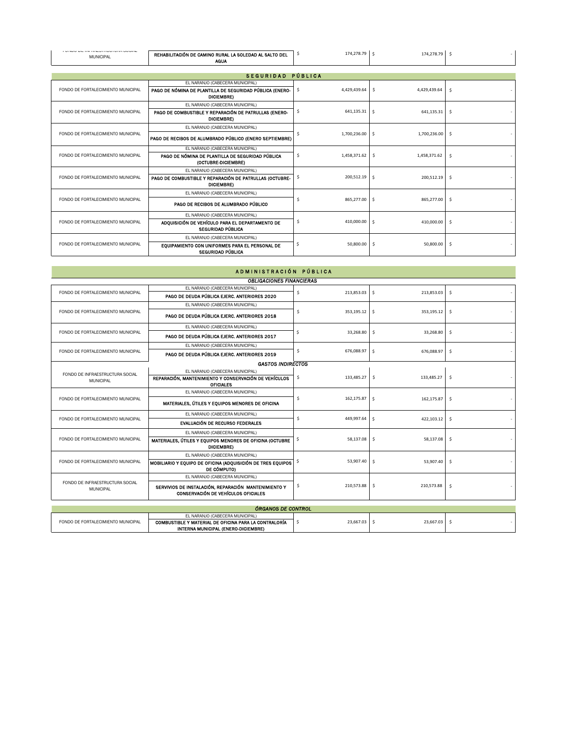| | | | | |
|---|---|---|---|---|
| FONDO DE INFRAESTRUCTURA SOCIAL MUNICIPAL | REHABILITACIÓN DE CAMINO RURAL LA SOLEDAD AL SALTO DEL AGUA | $ 174,278.79 | $ 174,278.79 | $ - |
| **SEGURIDAD PÚBLICA** | | | | |
| FONDO DE FORTALECIMIENTO MUNICIPAL | EL NARANJO (CABECERA MUNICIPAL) **PAGO DE NÓMINA DE PLANTILLA DE SEGURIDAD PÚBLICA (ENERO-DICIEMBRE)** | $ 4,429,439.64 | $ 4,429,439.64 | $ - |
| FONDO DE FORTALECIMIENTO MUNICIPAL | EL NARANJO (CABECERA MUNICIPAL) **PAGO DE COMBUSTIBLE Y REPARACIÓN DE PATRULLAS (ENERO-DICIEMBRE)** | $ 641,135.31 | $ 641,135.31 | $ - |
| FONDO DE FORTALECIMIENTO MUNICIPAL | EL NARANJO (CABECERA MUNICIPAL) **PAGO DE RECIBOS DE ALUMBRADO PÚBLICO (ENERO SEPTIEMBRE)** | $ 1,700,236.00 | $ 1,700,236.00 | $ - |
| FONDO DE FORTALECIMIENTO MUNICIPAL | EL NARANJO (CABECERA MUNICIPAL) **PAGO DE NÓMINA DE PLANTILLA DE SEGURIDAD PÚBLICA (OCTUBRE-DICIEMBRE)** | $ 1,458,371.62 | $ 1,458,371.62 | $ - |
| FONDO DE FORTALECIMIENTO MUNICIPAL | EL NARANJO (CABECERA MUNICIPAL) **PAGO DE COMBUSTIBLE Y REPARACIÓN DE PATRULLAS (OCTUBRE-DICIEMBRE)** | $ 200,512.19 | $ 200,512.19 | $ - |
| FONDO DE FORTALECIMIENTO MUNICIPAL | EL NARANJO (CABECERA MUNICIPAL) **PAGO DE RECIBOS DE ALUMBRADO PÚBLICO** | $ 865,277.00 | $ 865,277.00 | $ - |
| FONDO DE FORTALECIMIENTO MUNICIPAL | EL NARANJO (CABECERA MUNICIPAL) **ADQUISICIÓN DE VEHÍCULO PARA EL DEPARTAMENTO DE SEGURIDAD PÚBLICA** | $ 410,000.00 | $ 410,000.00 | $ - |
| FONDO DE FORTALECIMIENTO MUNICIPAL | EL NARANJO (CABECERA MUNICIPAL) **EQUIPAMIENTO CON UNIFORMES PARA EL PERSONAL DE SEGURIDAD PÚBLICA** | $ 50,800.00 | $ 50,800.00 | $ - |
| **ADMINISTRACIÓN PÚBLICA** | | | | |
| | ***OBLIGACIONES FINANCIERAS*** | | | |
| FONDO DE FORTALECIMIENTO MUNICIPAL | EL NARANJO (CABECERA MUNICIPAL) **PAGO DE DEUDA PÚBLICA EJERC. ANTERIORES 2020** | $ 213,853.03 | $ 213,853.03 | $ - |
| FONDO DE FORTALECIMIENTO MUNICIPAL | EL NARANJO (CABECERA MUNICIPAL) **PAGO DE DEUDA PÚBLICA EJERC. ANTERIORES 2018** | $ 353,195.12 | $ 353,195.12 | $ - |
| FONDO DE FORTALECIMIENTO MUNICIPAL | EL NARANJO (CABECERA MUNICIPAL) **PAGO DE DEUDA PÚBLICA EJERC. ANTERIORES 2017** | $ 33,268.80 | $ 33,268.80 | $ - |
| FONDO DE FORTALECIMIENTO MUNICIPAL | EL NARANJO (CABECERA MUNICIPAL) **PAGO DE DEUDA PÚBLICA EJERC. ANTERIORES 2019** | $ 676,088.97 | $ 676,088.97 | $ - |
| | ***GASTOS INDIRECTOS*** | | | |
| FONDO DE INFRAESTRUCTURA SOCIAL MUNICIPAL | EL NARANJO (CABECERA MUNICIPAL) **REPARACIÓN, MANTENIMIENTO Y CONSERVACIÓN DE VEHÍCULOS OFICIALES** | $ 133,485.27 | $ 133,485.27 | $ - |
| FONDO DE FORTALECIMIENTO MUNICIPAL | EL NARANJO (CABECERA MUNICIPAL) **MATERIALES, ÚTILES Y EQUIPOS MENORES DE OFICINA** | $ 162,175.87 | $ 162,175.87 | $ - |
| FONDO DE FORTALECIMIENTO MUNICIPAL | EL NARANJO (CABECERA MUNICIPAL) **EVALUACIÓN DE RECURSO FEDERALES** | $ 449,997.64 | $ 422,103.12 | $ - |
| FONDO DE FORTALECIMIENTO MUNICIPAL | EL NARANJO (CABECERA MUNICIPAL) **MATERIALES, ÚTILES Y EQUIPOS MENORES DE OFICINA (OCTUBRE DICIEMBRE)** | $ 58,137.08 | $ 58,137.08 | $ - |
| FONDO DE FORTALECIMIENTO MUNICIPAL | EL NARANJO (CABECERA MUNICIPAL) **MOBILIARIO Y EQUIPO DE OFICINA (ADQUISICIÓN DE TRES EQUIPOS DE CÓMPUTO)** | $ 53,907.40 | $ 53,907.40 | $ - |
| FONDO DE INFRAESTRUCTURA SOCIAL MUNICIPAL | EL NARANJO (CABECERA MUNICIPAL) **SERVIVIOS DE INSTALACIÓN, REPARACIÓN MANTENIMIENTO Y CONSERVACIÓN DE VEHÍCULOS OFICIALES** | $ 210,573.88 | $ 210,573.88 | $ - |
| | ***ÓRGANOS DE CONTROL*** | | | |
| FONDO DE FORTALECIMIENTO MUNICIPAL | EL NARANJO (CABECERA MUNICIPAL) **COMBUSTIBLE Y MATERIAL DE OFICINA PARA LA CONTRALORÍA INTERNA MUNICIPAL (ENERO-DICIEMBRE)** | $ 23,667.03 | $ 23,667.03 | $ - |